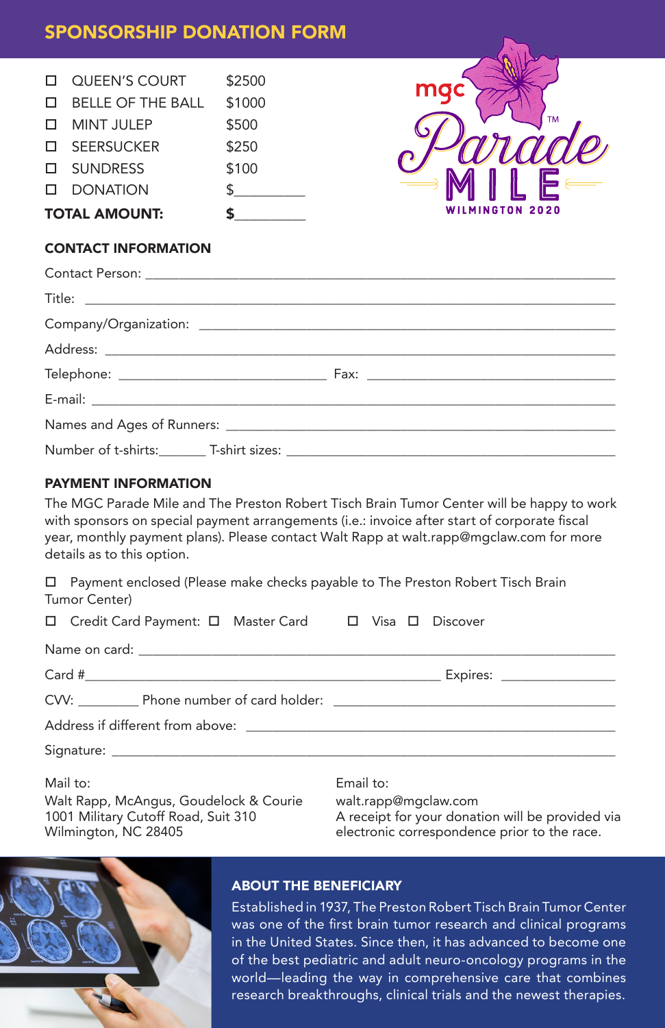## SPONSORSHIP DONATION FORM

mgc Parade MILE™ WILMINGTON 2020

- ☐ QUEEN'S COURT $2500
- ☐ BELLE OF THE BALL $1000
- ☐ MINT JULEP $500
- ☐ SEERSUCKER $250
- ☐ SUNDRESS $100
- ☐ DONATION $__________

**TOTAL AMOUNT: $__________**

### CONTACT INFORMATION

Contact Person: ______________________________________________

Title: ______________________________________________

Company/Organization: ______________________________________________

Address: ______________________________________________

Telephone: ______________________ Fax: ______________________

E-mail: ______________________________________________

Names and Ages of Runners: ______________________________________________

Number of t-shirts:_______ T-shirt sizes: ______________________________

### PAYMENT INFORMATION

The MGC Parade Mile and The Preston Robert Tisch Brain Tumor Center will be happy to work with sponsors on special payment arrangements (i.e.: invoice after start of corporate fiscal year, monthly payment plans). Please contact Walt Rapp at walt.rapp@mgclaw.com for more details as to this option.

☐ Payment enclosed (Please make checks payable to The Preston Robert Tisch Brain Tumor Center)

☐ Credit Card Payment: ☐ Master Card ☐ Visa ☐ Discover

Name on card: ______________________________________________

Card #______________________________________ Expires: ______________

CVV: ________ Phone number of card holder: ______________________________

Address if different from above: ______________________________________________

Signature: ______________________________________________

Mail to:
Walt Rapp, McAngus, Goudelock & Courie
1001 Military Cutoff Road, Suit 310
Wilmington, NC 28405

Email to:
walt.rapp@mgclaw.com
A receipt for your donation will be provided via electronic correspondence prior to the race.

### ABOUT THE BENEFICIARY

Established in 1937, The Preston Robert Tisch Brain Tumor Center was one of the first brain tumor research and clinical programs in the United States. Since then, it has advanced to become one of the best pediatric and adult neuro-oncology programs in the world—leading the way in comprehensive care that combines research breakthroughs, clinical trials and the newest therapies.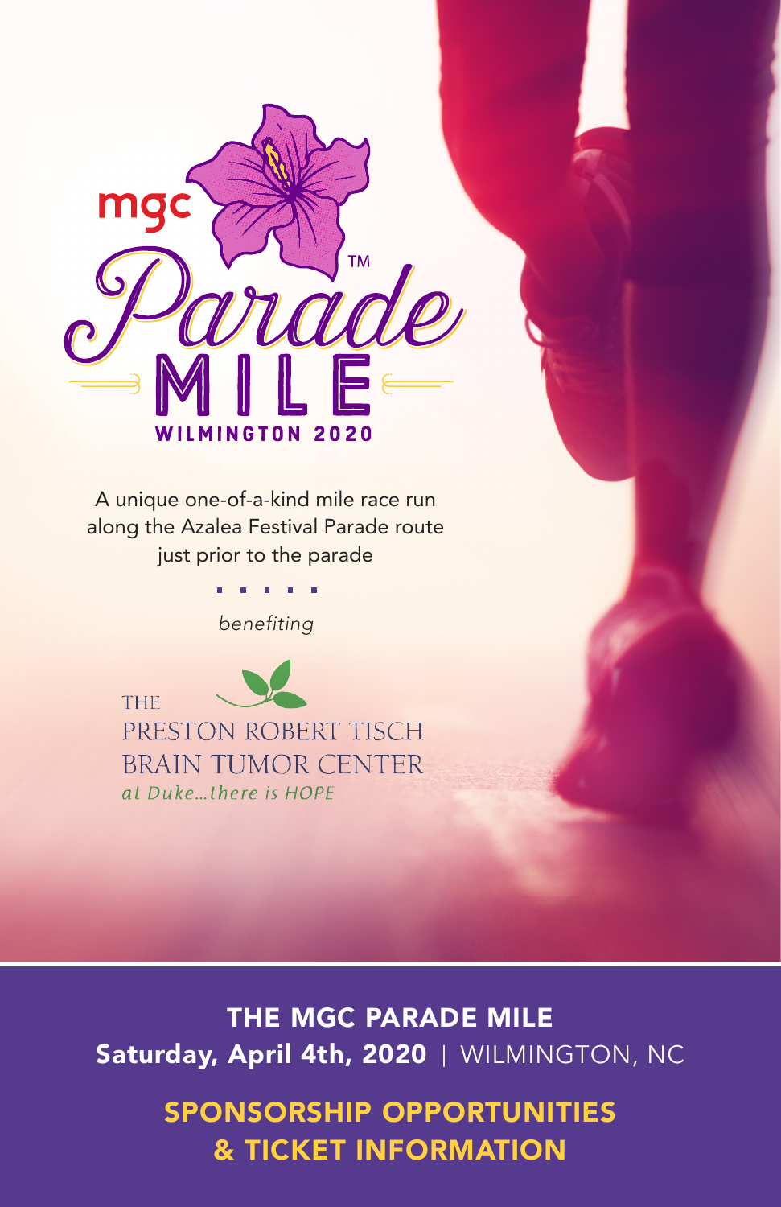# mgc Parade™ MILE

WILMINGTON 2020

A unique one-of-a-kind mile race run along the Azalea Festival Parade route just prior to the parade

*benefiting*

THE PRESTON ROBERT TISCH BRAIN TUMOR CENTER
*at Duke...there is HOPE*

## THE MGC PARADE MILE

**Saturday, April 4th, 2020** | WILMINGTON, NC

## SPONSORSHIP OPPORTUNITIES & TICKET INFORMATION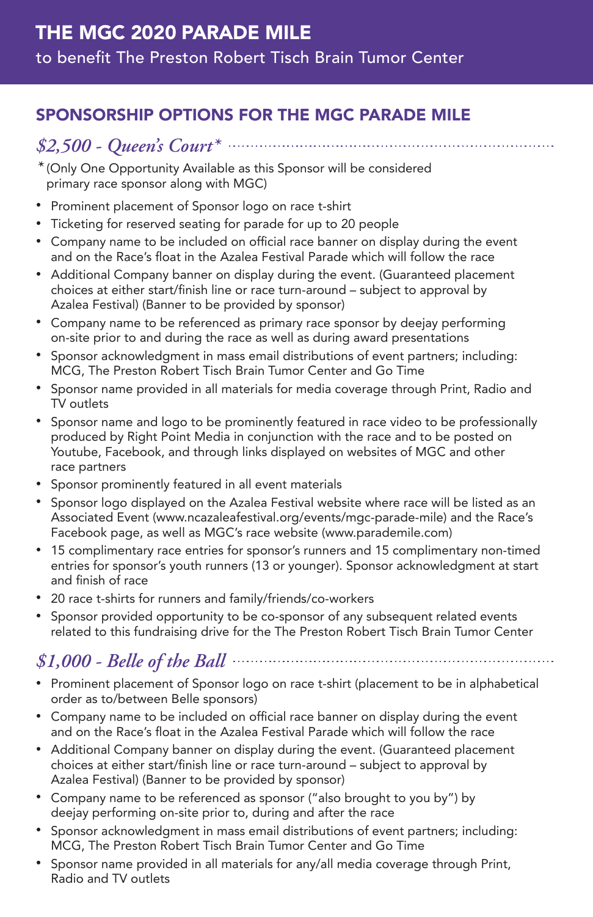# THE MGC 2020 PARADE MILE

to benefit The Preston Robert Tisch Brain Tumor Center

## SPONSORSHIP OPTIONS FOR THE MGC PARADE MILE

### *$2,500 - Queen's Court**

*(Only One Opportunity Available as this Sponsor will be considered primary race sponsor along with MGC)

- Prominent placement of Sponsor logo on race t-shirt
- Ticketing for reserved seating for parade for up to 20 people
- Company name to be included on official race banner on display during the event and on the Race's float in the Azalea Festival Parade which will follow the race
- Additional Company banner on display during the event. (Guaranteed placement choices at either start/finish line or race turn-around – subject to approval by Azalea Festival) (Banner to be provided by sponsor)
- Company name to be referenced as primary race sponsor by deejay performing on-site prior to and during the race as well as during award presentations
- Sponsor acknowledgment in mass email distributions of event partners; including: MCG, The Preston Robert Tisch Brain Tumor Center and Go Time
- Sponsor name provided in all materials for media coverage through Print, Radio and TV outlets
- Sponsor name and logo to be prominently featured in race video to be professionally produced by Right Point Media in conjunction with the race and to be posted on Youtube, Facebook, and through links displayed on websites of MGC and other race partners
- Sponsor prominently featured in all event materials
- Sponsor logo displayed on the Azalea Festival website where race will be listed as an Associated Event (www.ncazaleafestival.org/events/mgc-parade-mile) and the Race's Facebook page, as well as MGC's race website (www.parademile.com)
- 15 complimentary race entries for sponsor's runners and 15 complimentary non-timed entries for sponsor's youth runners (13 or younger). Sponsor acknowledgment at start and finish of race
- 20 race t-shirts for runners and family/friends/co-workers
- Sponsor provided opportunity to be co-sponsor of any subsequent related events related to this fundraising drive for the The Preston Robert Tisch Brain Tumor Center

### *$1,000 - Belle of the Ball*

- Prominent placement of Sponsor logo on race t-shirt (placement to be in alphabetical order as to/between Belle sponsors)
- Company name to be included on official race banner on display during the event and on the Race's float in the Azalea Festival Parade which will follow the race
- Additional Company banner on display during the event. (Guaranteed placement choices at either start/finish line or race turn-around – subject to approval by Azalea Festival) (Banner to be provided by sponsor)
- Company name to be referenced as sponsor ("also brought to you by") by deejay performing on-site prior to, during and after the race
- Sponsor acknowledgment in mass email distributions of event partners; including: MCG, The Preston Robert Tisch Brain Tumor Center and Go Time
- Sponsor name provided in all materials for any/all media coverage through Print, Radio and TV outlets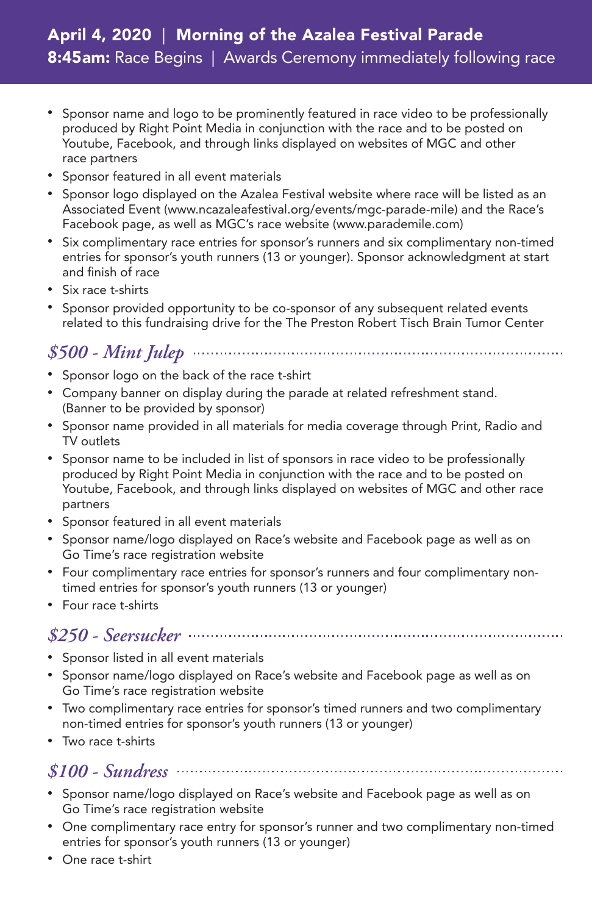**April 4, 2020** | **Morning of the Azalea Festival Parade**

**8:45am:** Race Begins | Awards Ceremony immediately following race

- Sponsor name and logo to be prominently featured in race video to be professionally produced by Right Point Media in conjunction with the race and to be posted on Youtube, Facebook, and through links displayed on websites of MGC and other race partners
- Sponsor featured in all event materials
- Sponsor logo displayed on the Azalea Festival website where race will be listed as an Associated Event (www.ncazaleafestival.org/events/mgc-parade-mile) and the Race's Facebook page, as well as MGC's race website (www.parademile.com)
- Six complimentary race entries for sponsor's runners and six complimentary non-timed entries for sponsor's youth runners (13 or younger). Sponsor acknowledgment at start and finish of race
- Six race t-shirts
- Sponsor provided opportunity to be co-sponsor of any subsequent related events related to this fundraising drive for the The Preston Robert Tisch Brain Tumor Center

## *$500 - Mint Julep*

- Sponsor logo on the back of the race t-shirt
- Company banner on display during the parade at related refreshment stand. (Banner to be provided by sponsor)
- Sponsor name provided in all materials for media coverage through Print, Radio and TV outlets
- Sponsor name to be included in list of sponsors in race video to be professionally produced by Right Point Media in conjunction with the race and to be posted on Youtube, Facebook, and through links displayed on websites of MGC and other race partners
- Sponsor featured in all event materials
- Sponsor name/logo displayed on Race's website and Facebook page as well as on Go Time's race registration website
- Four complimentary race entries for sponsor's runners and four complimentary non-timed entries for sponsor's youth runners (13 or younger)
- Four race t-shirts

## *$250 - Seersucker*

- Sponsor listed in all event materials
- Sponsor name/logo displayed on Race's website and Facebook page as well as on Go Time's race registration website
- Two complimentary race entries for sponsor's timed runners and two complimentary non-timed entries for sponsor's youth runners (13 or younger)
- Two race t-shirts

## *$100 - Sundress*

- Sponsor name/logo displayed on Race's website and Facebook page as well as on Go Time's race registration website
- One complimentary race entry for sponsor's runner and two complimentary non-timed entries for sponsor's youth runners (13 or younger)
- One race t-shirt